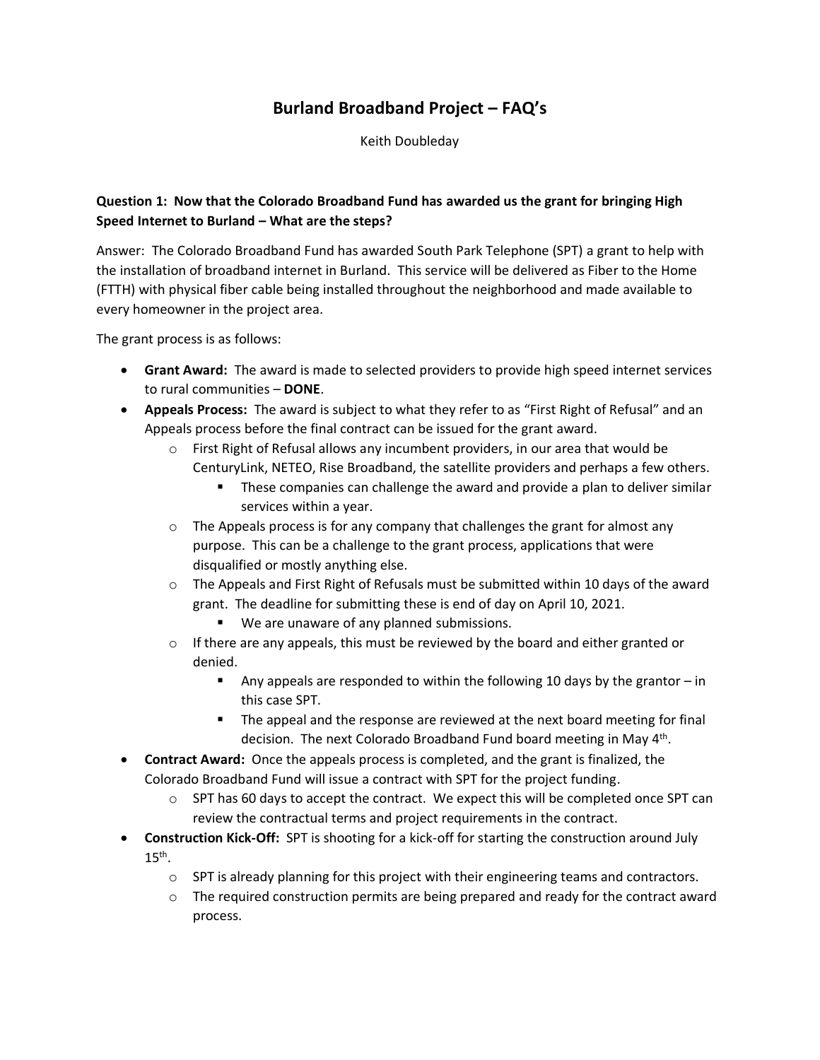# Burland Broadband Project – FAQ's

Keith Doubleday

**Question 1: Now that the Colorado Broadband Fund has awarded us the grant for bringing High Speed Internet to Burland – What are the steps?**

Answer: The Colorado Broadband Fund has awarded South Park Telephone (SPT) a grant to help with the installation of broadband internet in Burland. This service will be delivered as Fiber to the Home (FTTH) with physical fiber cable being installed throughout the neighborhood and made available to every homeowner in the project area.

The grant process is as follows:

- **Grant Award:** The award is made to selected providers to provide high speed internet services to rural communities – **DONE**.
- **Appeals Process:** The award is subject to what they refer to as "First Right of Refusal" and an Appeals process before the final contract can be issued for the grant award.
  - First Right of Refusal allows any incumbent providers, in our area that would be CenturyLink, NETEO, Rise Broadband, the satellite providers and perhaps a few others.
    - These companies can challenge the award and provide a plan to deliver similar services within a year.
  - The Appeals process is for any company that challenges the grant for almost any purpose. This can be a challenge to the grant process, applications that were disqualified or mostly anything else.
  - The Appeals and First Right of Refusals must be submitted within 10 days of the award grant. The deadline for submitting these is end of day on April 10, 2021.
    - We are unaware of any planned submissions.
  - If there are any appeals, this must be reviewed by the board and either granted or denied.
    - Any appeals are responded to within the following 10 days by the grantor – in this case SPT.
    - The appeal and the response are reviewed at the next board meeting for final decision. The next Colorado Broadband Fund board meeting in May 4th.
- **Contract Award:** Once the appeals process is completed, and the grant is finalized, the Colorado Broadband Fund will issue a contract with SPT for the project funding.
  - SPT has 60 days to accept the contract. We expect this will be completed once SPT can review the contractual terms and project requirements in the contract.
- **Construction Kick-Off:** SPT is shooting for a kick-off for starting the construction around July 15th.
  - SPT is already planning for this project with their engineering teams and contractors.
  - The required construction permits are being prepared and ready for the contract award process.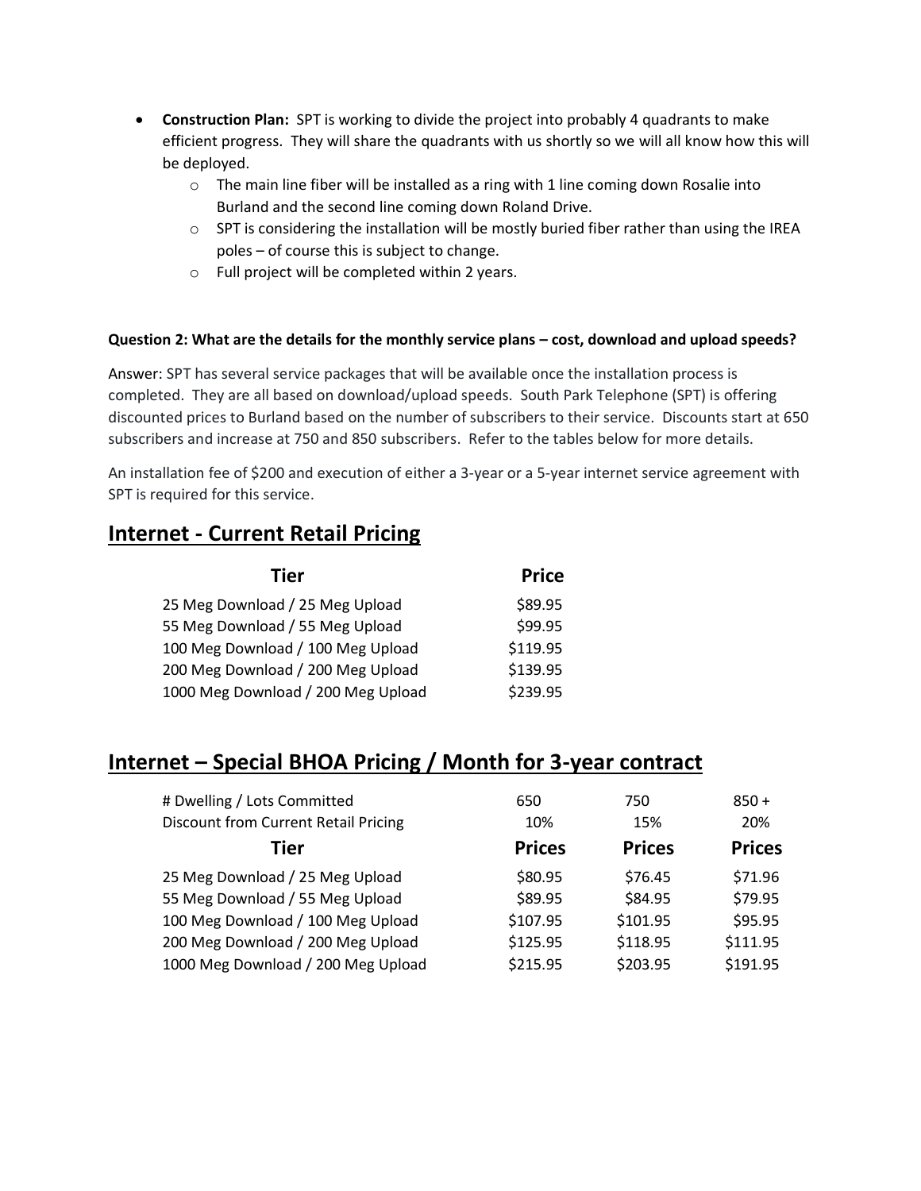- **Construction Plan:** SPT is working to divide the project into probably 4 quadrants to make efficient progress. They will share the quadrants with us shortly so we will all know how this will be deployed.
  - The main line fiber will be installed as a ring with 1 line coming down Rosalie into Burland and the second line coming down Roland Drive.
  - SPT is considering the installation will be mostly buried fiber rather than using the IREA poles – of course this is subject to change.
  - Full project will be completed within 2 years.

**Question 2: What are the details for the monthly service plans – cost, download and upload speeds?**

Answer: SPT has several service packages that will be available once the installation process is completed. They are all based on download/upload speeds. South Park Telephone (SPT) is offering discounted prices to Burland based on the number of subscribers to their service. Discounts start at 650 subscribers and increase at 750 and 850 subscribers. Refer to the tables below for more details.

An installation fee of $200 and execution of either a 3-year or a 5-year internet service agreement with SPT is required for this service.

## Internet - Current Retail Pricing

| Tier | Price |
|---|---|
| 25 Meg Download / 25 Meg Upload | $89.95 |
| 55 Meg Download / 55 Meg Upload | $99.95 |
| 100 Meg Download / 100 Meg Upload | $119.95 |
| 200 Meg Download / 200 Meg Upload | $139.95 |
| 1000 Meg Download / 200 Meg Upload | $239.95 |

## Internet – Special BHOA Pricing / Month for 3-year contract

| # Dwelling / Lots Committed | 650 | 750 | 850 + |
|---|---|---|---|
| Discount from Current Retail Pricing | 10% | 15% | 20% |
| **Tier** | **Prices** | **Prices** | **Prices** |
| 25 Meg Download / 25 Meg Upload | $80.95 | $76.45 | $71.96 |
| 55 Meg Download / 55 Meg Upload | $89.95 | $84.95 | $79.95 |
| 100 Meg Download / 100 Meg Upload | $107.95 | $101.95 | $95.95 |
| 200 Meg Download / 200 Meg Upload | $125.95 | $118.95 | $111.95 |
| 1000 Meg Download / 200 Meg Upload | $215.95 | $203.95 | $191.95 |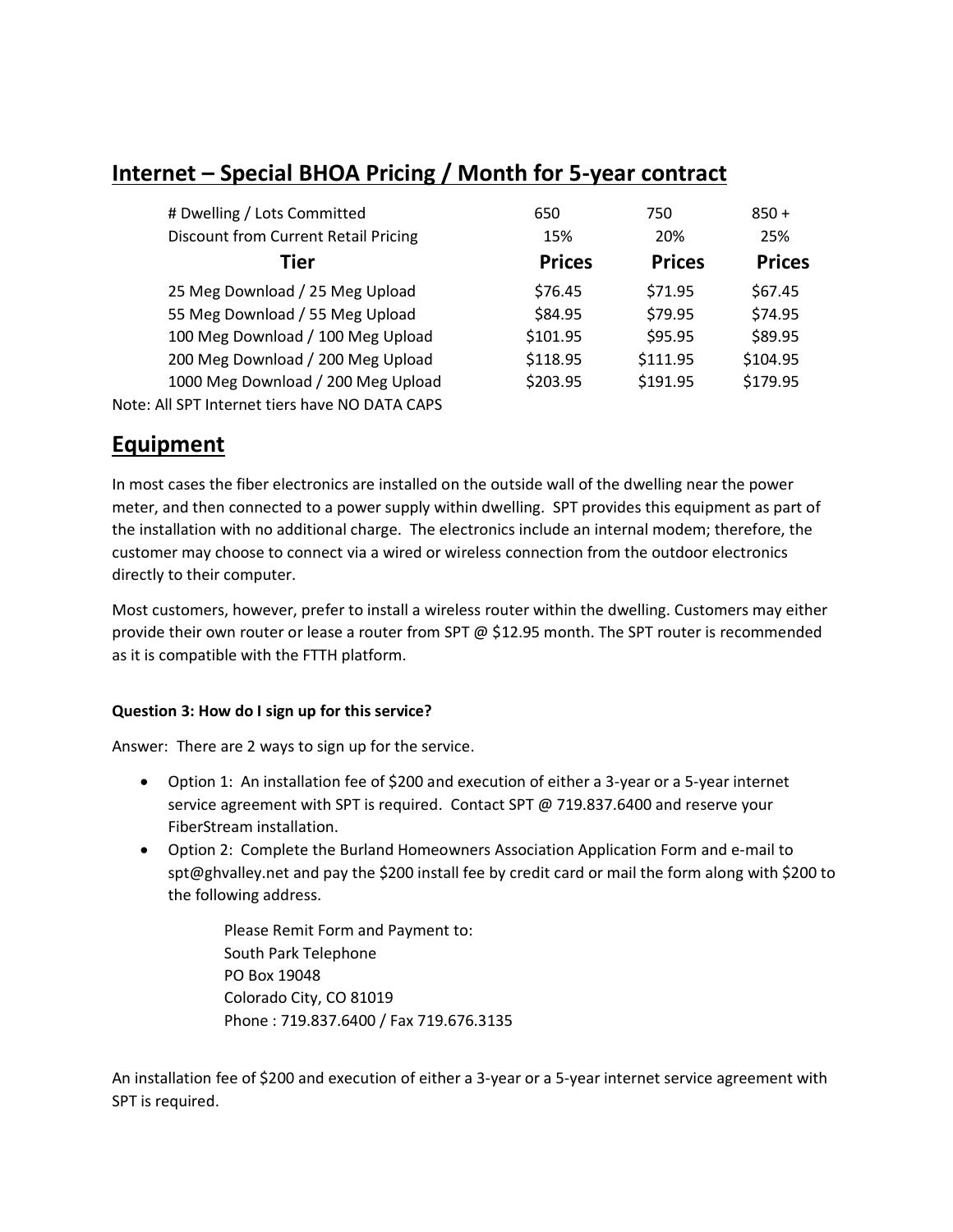## Internet – Special BHOA Pricing / Month for 5-year contract

| # Dwelling / Lots Committed | 650 | 750 | 850 + |
|---|---|---|---|
| Discount from Current Retail Pricing | 15% | 20% | 25% |
| **Tier** | **Prices** | **Prices** | **Prices** |
| 25 Meg Download / 25 Meg Upload | $76.45 | $71.95 | $67.45 |
| 55 Meg Download / 55 Meg Upload | $84.95 | $79.95 | $74.95 |
| 100 Meg Download / 100 Meg Upload | $101.95 | $95.95 | $89.95 |
| 200 Meg Download / 200 Meg Upload | $118.95 | $111.95 | $104.95 |
| 1000 Meg Download / 200 Meg Upload | $203.95 | $191.95 | $179.95 |

Note: All SPT Internet tiers have NO DATA CAPS

## Equipment

In most cases the fiber electronics are installed on the outside wall of the dwelling near the power meter, and then connected to a power supply within dwelling. SPT provides this equipment as part of the installation with no additional charge. The electronics include an internal modem; therefore, the customer may choose to connect via a wired or wireless connection from the outdoor electronics directly to their computer.

Most customers, however, prefer to install a wireless router within the dwelling. Customers may either provide their own router or lease a router from SPT @ $12.95 month. The SPT router is recommended as it is compatible with the FTTH platform.

**Question 3: How do I sign up for this service?**

Answer: There are 2 ways to sign up for the service.

- Option 1: An installation fee of $200 and execution of either a 3-year or a 5-year internet service agreement with SPT is required. Contact SPT @ 719.837.6400 and reserve your FiberStream installation.
- Option 2: Complete the Burland Homeowners Association Application Form and e-mail to spt@ghvalley.net and pay the $200 install fee by credit card or mail the form along with $200 to the following address.

  Please Remit Form and Payment to:
  South Park Telephone
  PO Box 19048
  Colorado City, CO 81019
  Phone : 719.837.6400 / Fax 719.676.3135

An installation fee of $200 and execution of either a 3-year or a 5-year internet service agreement with SPT is required.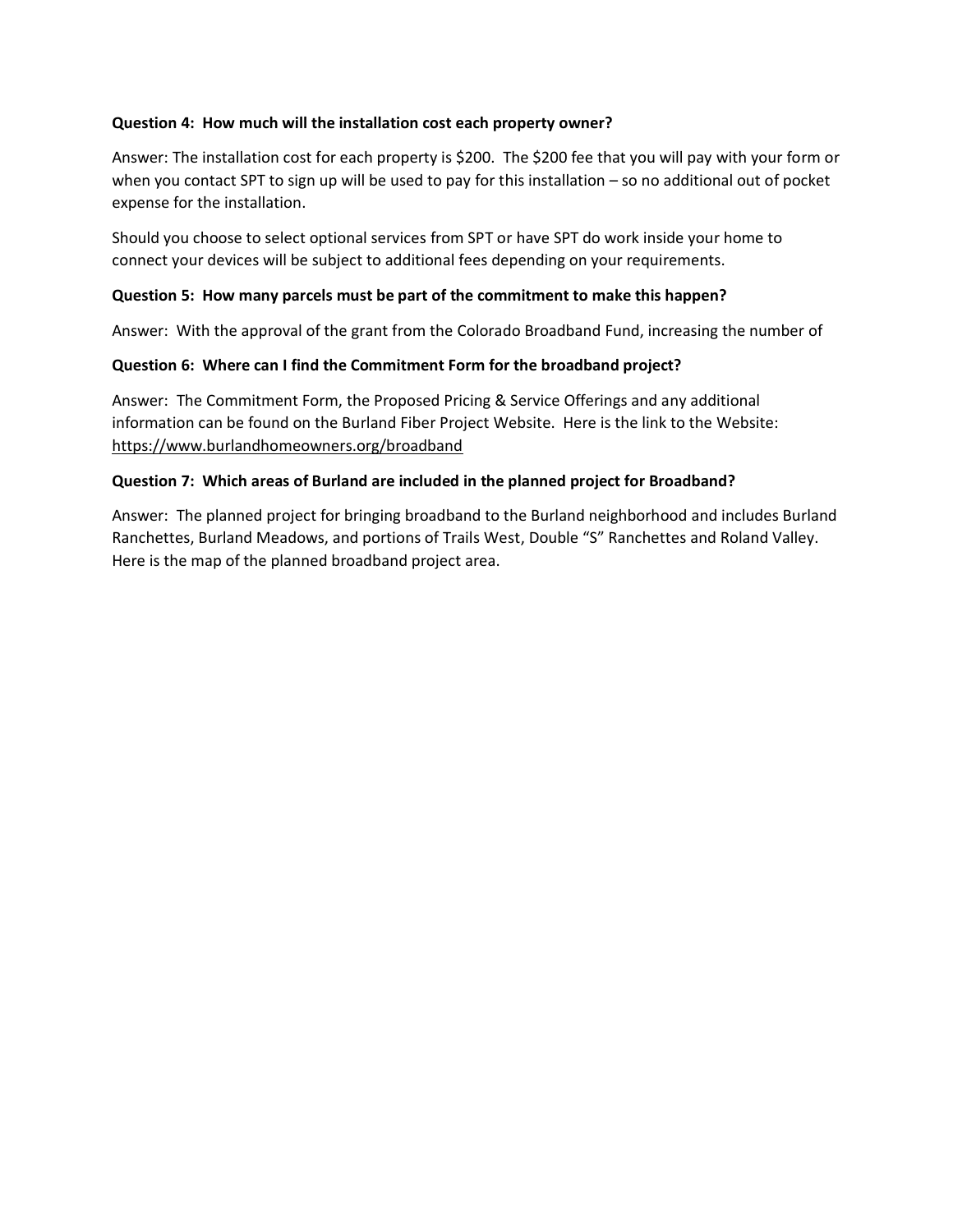**Question 4: How much will the installation cost each property owner?**

Answer: The installation cost for each property is $200. The $200 fee that you will pay with your form or when you contact SPT to sign up will be used to pay for this installation – so no additional out of pocket expense for the installation.

Should you choose to select optional services from SPT or have SPT do work inside your home to connect your devices will be subject to additional fees depending on your requirements.

**Question 5: How many parcels must be part of the commitment to make this happen?**

Answer: With the approval of the grant from the Colorado Broadband Fund, increasing the number of

**Question 6: Where can I find the Commitment Form for the broadband project?**

Answer: The Commitment Form, the Proposed Pricing & Service Offerings and any additional information can be found on the Burland Fiber Project Website. Here is the link to the Website: https://www.burlandhomeowners.org/broadband

**Question 7: Which areas of Burland are included in the planned project for Broadband?**

Answer: The planned project for bringing broadband to the Burland neighborhood and includes Burland Ranchettes, Burland Meadows, and portions of Trails West, Double "S" Ranchettes and Roland Valley. Here is the map of the planned broadband project area.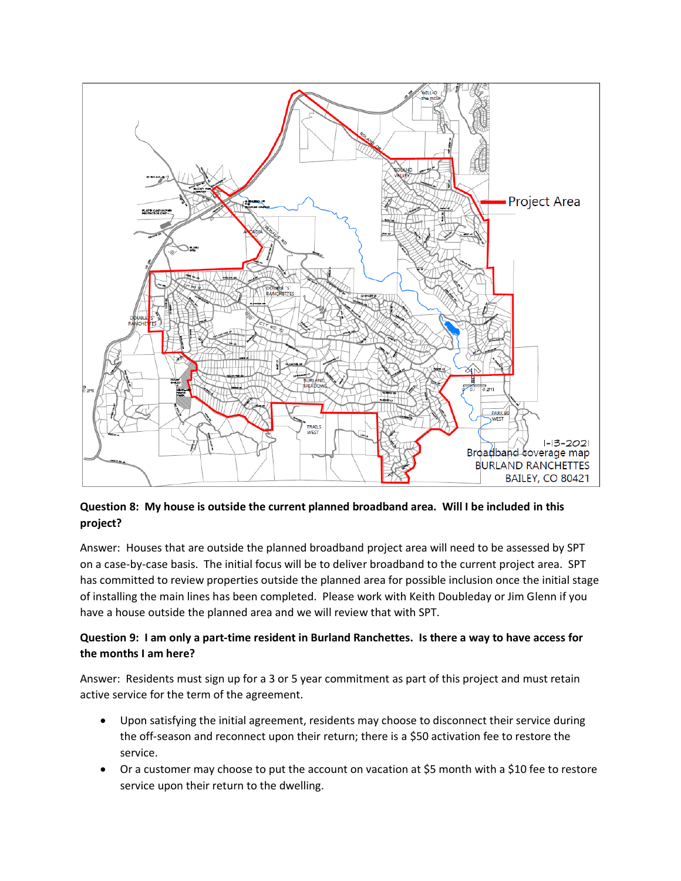Project Area

1-13-2021
Broadband coverage map
BURLAND RANCHETTES
BAILEY, CO 80421

**Question 8: My house is outside the current planned broadband area. Will I be included in this project?**

Answer: Houses that are outside the planned broadband project area will need to be assessed by SPT on a case-by-case basis. The initial focus will be to deliver broadband to the current project area. SPT has committed to review properties outside the planned area for possible inclusion once the initial stage of installing the main lines has been completed. Please work with Keith Doubleday or Jim Glenn if you have a house outside the planned area and we will review that with SPT.

**Question 9: I am only a part-time resident in Burland Ranchettes. Is there a way to have access for the months I am here?**

Answer: Residents must sign up for a 3 or 5 year commitment as part of this project and must retain active service for the term of the agreement.

- Upon satisfying the initial agreement, residents may choose to disconnect their service during the off-season and reconnect upon their return; there is a $50 activation fee to restore the service.
- Or a customer may choose to put the account on vacation at $5 month with a $10 fee to restore service upon their return to the dwelling.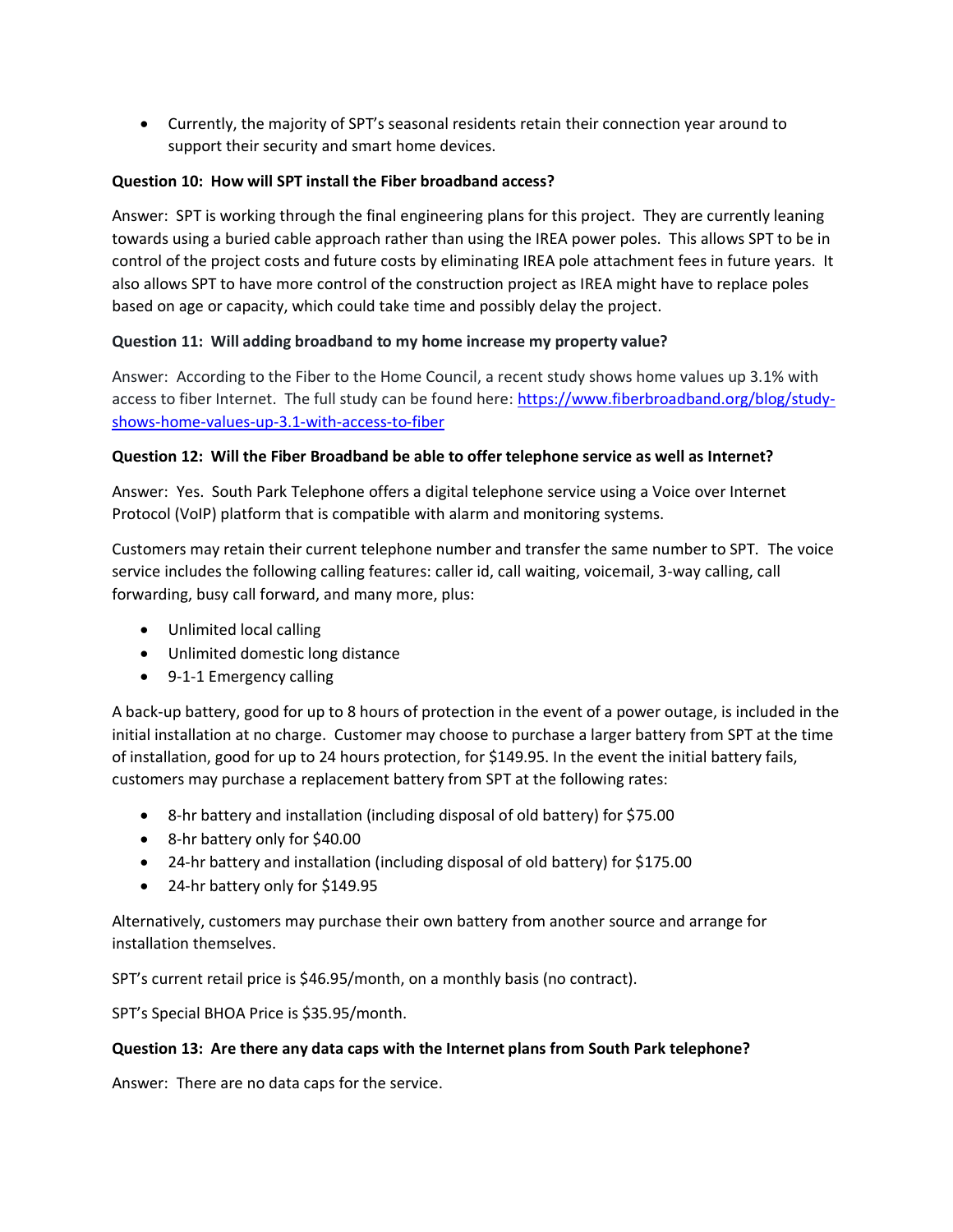- Currently, the majority of SPT's seasonal residents retain their connection year around to support their security and smart home devices.

**Question 10: How will SPT install the Fiber broadband access?**

Answer: SPT is working through the final engineering plans for this project. They are currently leaning towards using a buried cable approach rather than using the IREA power poles. This allows SPT to be in control of the project costs and future costs by eliminating IREA pole attachment fees in future years. It also allows SPT to have more control of the construction project as IREA might have to replace poles based on age or capacity, which could take time and possibly delay the project.

**Question 11: Will adding broadband to my home increase my property value?**

Answer: According to the Fiber to the Home Council, a recent study shows home values up 3.1% with access to fiber Internet. The full study can be found here: [https://www.fiberbroadband.org/blog/study-shows-home-values-up-3.1-with-access-to-fiber](https://www.fiberbroadband.org/blog/study-shows-home-values-up-3.1-with-access-to-fiber)

**Question 12: Will the Fiber Broadband be able to offer telephone service as well as Internet?**

Answer: Yes. South Park Telephone offers a digital telephone service using a Voice over Internet Protocol (VoIP) platform that is compatible with alarm and monitoring systems.

Customers may retain their current telephone number and transfer the same number to SPT. The voice service includes the following calling features: caller id, call waiting, voicemail, 3-way calling, call forwarding, busy call forward, and many more, plus:

- Unlimited local calling
- Unlimited domestic long distance
- 9-1-1 Emergency calling

A back-up battery, good for up to 8 hours of protection in the event of a power outage, is included in the initial installation at no charge. Customer may choose to purchase a larger battery from SPT at the time of installation, good for up to 24 hours protection, for $149.95. In the event the initial battery fails, customers may purchase a replacement battery from SPT at the following rates:

- 8-hr battery and installation (including disposal of old battery) for $75.00
- 8-hr battery only for $40.00
- 24-hr battery and installation (including disposal of old battery) for $175.00
- 24-hr battery only for $149.95

Alternatively, customers may purchase their own battery from another source and arrange for installation themselves.

SPT's current retail price is $46.95/month, on a monthly basis (no contract).

SPT's Special BHOA Price is $35.95/month.

**Question 13: Are there any data caps with the Internet plans from South Park telephone?**

Answer: There are no data caps for the service.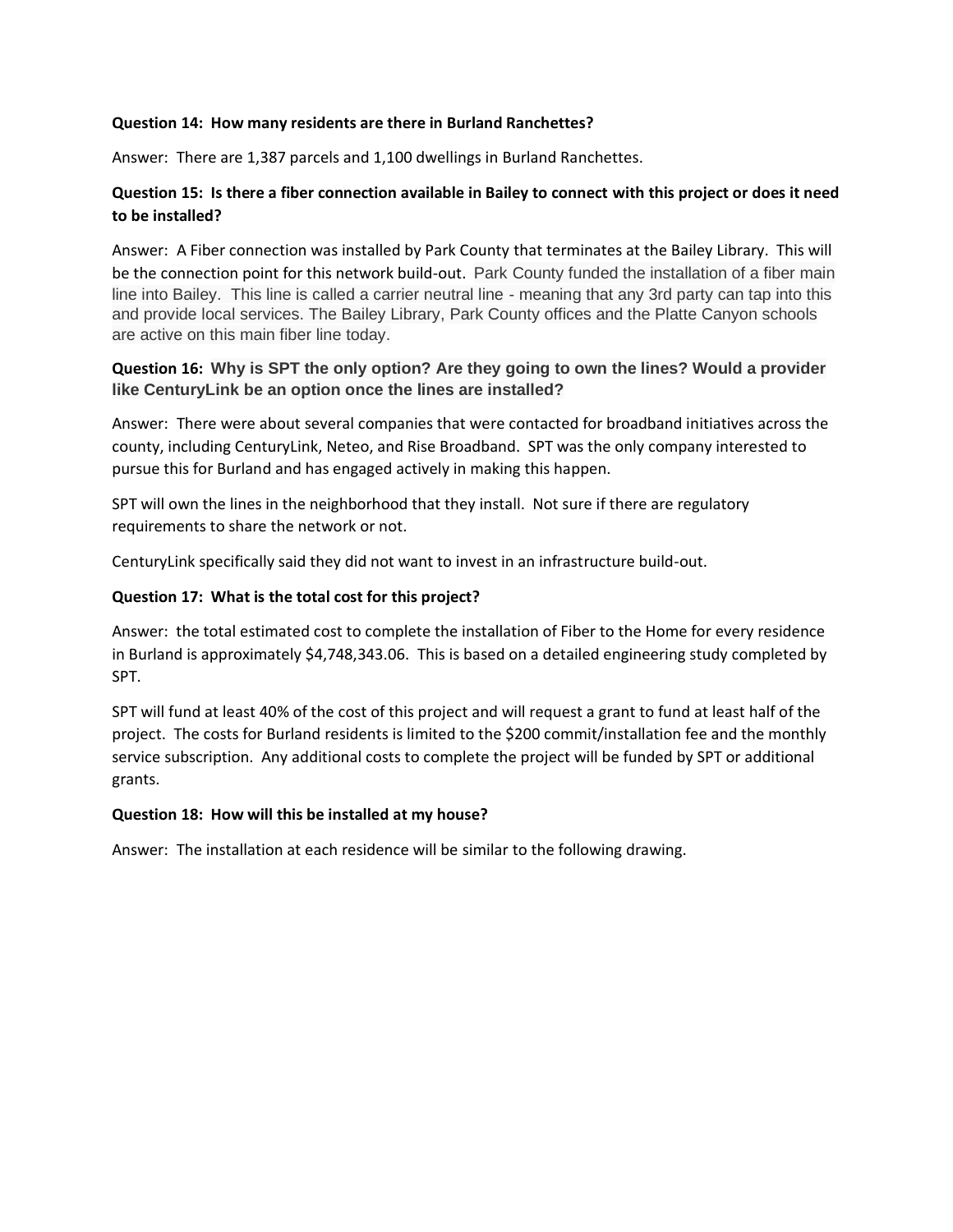**Question 14: How many residents are there in Burland Ranchettes?**

Answer: There are 1,387 parcels and 1,100 dwellings in Burland Ranchettes.

**Question 15: Is there a fiber connection available in Bailey to connect with this project or does it need to be installed?**

Answer: A Fiber connection was installed by Park County that terminates at the Bailey Library. This will be the connection point for this network build-out. Park County funded the installation of a fiber main line into Bailey. This line is called a carrier neutral line - meaning that any 3rd party can tap into this and provide local services. The Bailey Library, Park County offices and the Platte Canyon schools are active on this main fiber line today.

**Question 16: Why is SPT the only option? Are they going to own the lines? Would a provider like CenturyLink be an option once the lines are installed?**

Answer: There were about several companies that were contacted for broadband initiatives across the county, including CenturyLink, Neteo, and Rise Broadband. SPT was the only company interested to pursue this for Burland and has engaged actively in making this happen.

SPT will own the lines in the neighborhood that they install. Not sure if there are regulatory requirements to share the network or not.

CenturyLink specifically said they did not want to invest in an infrastructure build-out.

**Question 17: What is the total cost for this project?**

Answer: the total estimated cost to complete the installation of Fiber to the Home for every residence in Burland is approximately $4,748,343.06. This is based on a detailed engineering study completed by SPT.

SPT will fund at least 40% of the cost of this project and will request a grant to fund at least half of the project. The costs for Burland residents is limited to the $200 commit/installation fee and the monthly service subscription. Any additional costs to complete the project will be funded by SPT or additional grants.

**Question 18: How will this be installed at my house?**

Answer: The installation at each residence will be similar to the following drawing.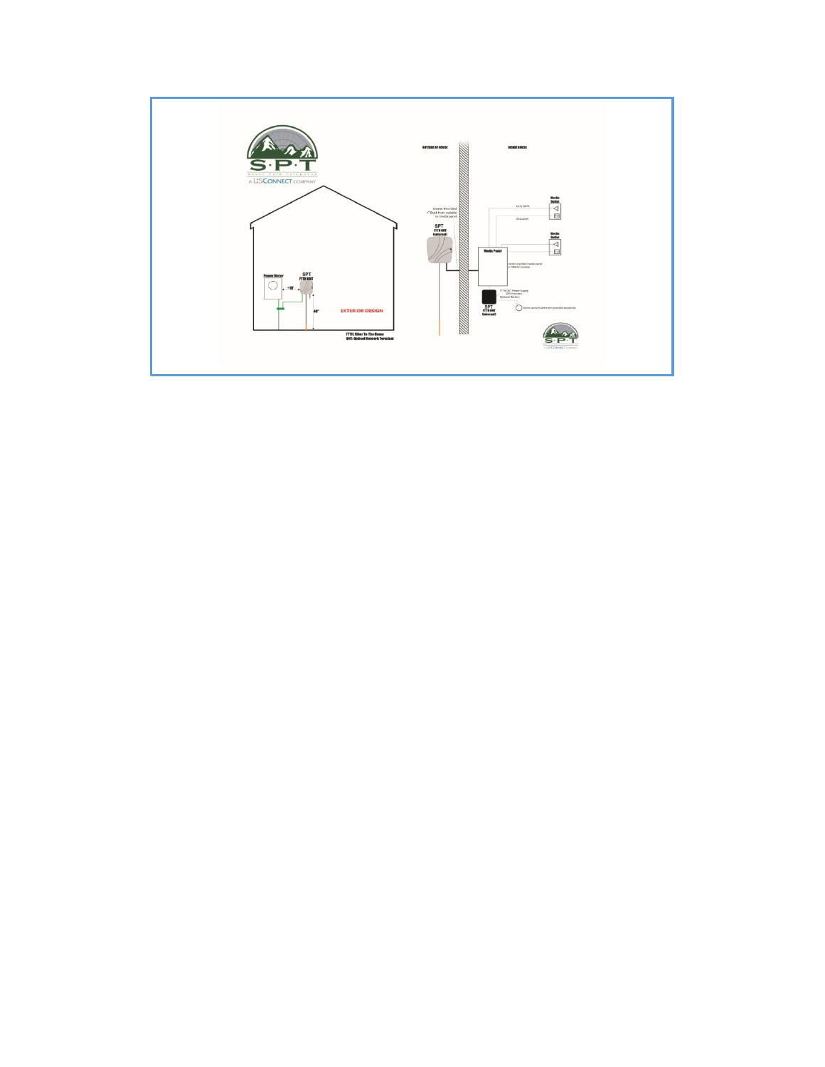S·P·T

South Park Telephone

A USCONNECT COMPANY

Power Meter

SPT FTTH ONT

~10'

48"

EXTERIOR DESIGN

FTTH: Fiber To The Home

ONT: Optical Network Terminal

OUTSIDE OF HOUSE

INSIDE HOUSE

Owner Provided 1" Duct from outside to media panel

SPT FTTH ONT (external)

Media Outlet

CAT6 DATA

RG6 COAX

Media Outlet

Media Panel

Owner provided media panel or DEMARC location

FTTH ONT Power Supply SPT Provided Optional Battery

SPT FTTH ONT (internal)

Home owner/contractor provided receptacle

S·P·T

A USCONNECT COMPANY